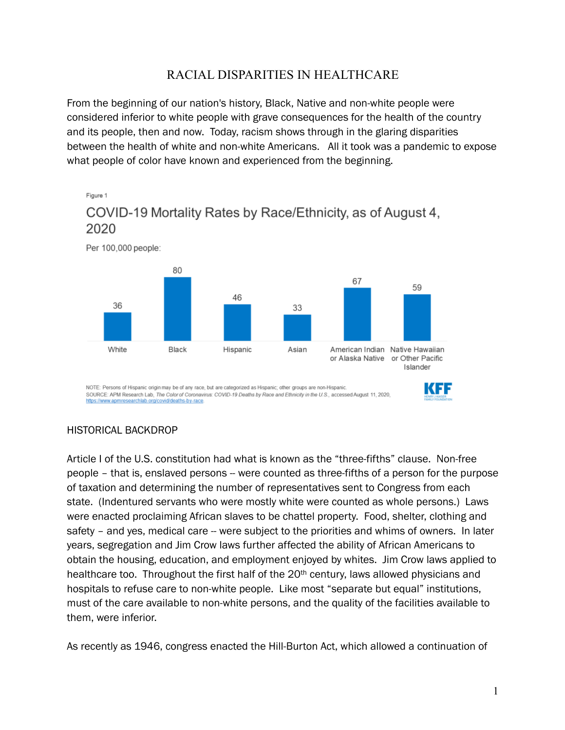# RACIAL DISPARITIES IN HEALTHCARE

From the beginning of our nation's history, Black, Native and non-white people were considered inferior to white people with grave consequences for the health of the country and its people, then and now. Today, racism shows through in the glaring disparities between the health of white and non-white Americans. All it took was a pandemic to expose what people of color have known and experienced from the beginning.

Figure 1

COVID-19 Mortality Rates by Race/Ethnicity, as of August 4, 2020

Per 100,000 people:

| White | Black | Hispanic | Asian | American Indian or Alaska Native | Native Hawaiian or Other Pacific Islander |
|---|---|---|---|---|---|
| 36 | 80 | 46 | 33 | 67 | 59 |

NOTE: Persons of Hispanic origin may be of any race, but are categorized as Hispanic; other groups are non-Hispanic.
SOURCE: APM Research Lab, *The Color of Coronavirus: COVID-19 Deaths by Race and Ethnicity in the U.S.*, accessed August 11, 2020, https://www.apmresearchlab.org/covid/deaths-by-race

KFF HENRY J KAISER FAMILY FOUNDATION

## HISTORICAL BACKDROP

Article I of the U.S. constitution had what is known as the "three-fifths" clause. Non-free people – that is, enslaved persons -- were counted as three-fifths of a person for the purpose of taxation and determining the number of representatives sent to Congress from each state. (Indentured servants who were mostly white were counted as whole persons.) Laws were enacted proclaiming African slaves to be chattel property. Food, shelter, clothing and safety – and yes, medical care -- were subject to the priorities and whims of owners. In later years, segregation and Jim Crow laws further affected the ability of African Americans to obtain the housing, education, and employment enjoyed by whites. Jim Crow laws applied to healthcare too. Throughout the first half of the 20th century, laws allowed physicians and hospitals to refuse care to non-white people. Like most "separate but equal" institutions, must of the care available to non-white persons, and the quality of the facilities available to them, were inferior.

As recently as 1946, congress enacted the Hill-Burton Act, which allowed a continuation of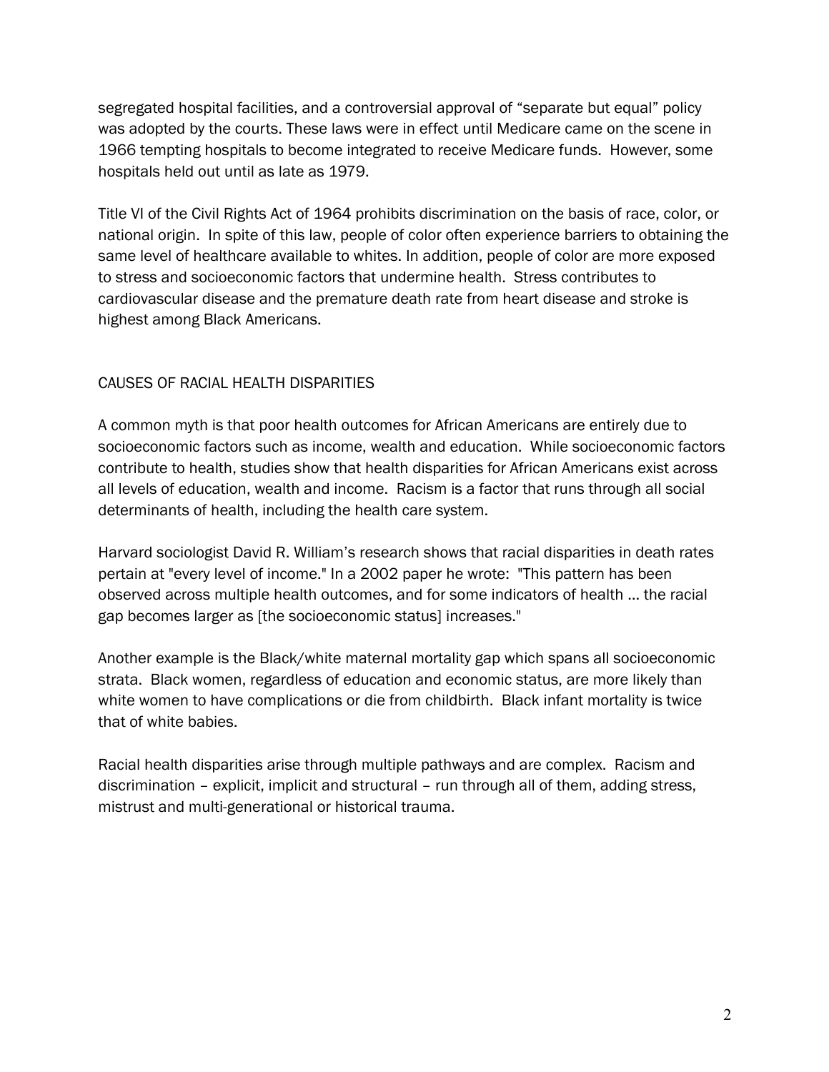segregated hospital facilities, and a controversial approval of "separate but equal" policy was adopted by the courts. These laws were in effect until Medicare came on the scene in 1966 tempting hospitals to become integrated to receive Medicare funds. However, some hospitals held out until as late as 1979.

Title VI of the Civil Rights Act of 1964 prohibits discrimination on the basis of race, color, or national origin. In spite of this law, people of color often experience barriers to obtaining the same level of healthcare available to whites. In addition, people of color are more exposed to stress and socioeconomic factors that undermine health. Stress contributes to cardiovascular disease and the premature death rate from heart disease and stroke is highest among Black Americans.

## CAUSES OF RACIAL HEALTH DISPARITIES

A common myth is that poor health outcomes for African Americans are entirely due to socioeconomic factors such as income, wealth and education. While socioeconomic factors contribute to health, studies show that health disparities for African Americans exist across all levels of education, wealth and income. Racism is a factor that runs through all social determinants of health, including the health care system.

Harvard sociologist David R. William's research shows that racial disparities in death rates pertain at "every level of income." In a 2002 paper he wrote: "This pattern has been observed across multiple health outcomes, and for some indicators of health ... the racial gap becomes larger as [the socioeconomic status] increases."

Another example is the Black/white maternal mortality gap which spans all socioeconomic strata. Black women, regardless of education and economic status, are more likely than white women to have complications or die from childbirth. Black infant mortality is twice that of white babies.

Racial health disparities arise through multiple pathways and are complex. Racism and discrimination – explicit, implicit and structural – run through all of them, adding stress, mistrust and multi-generational or historical trauma.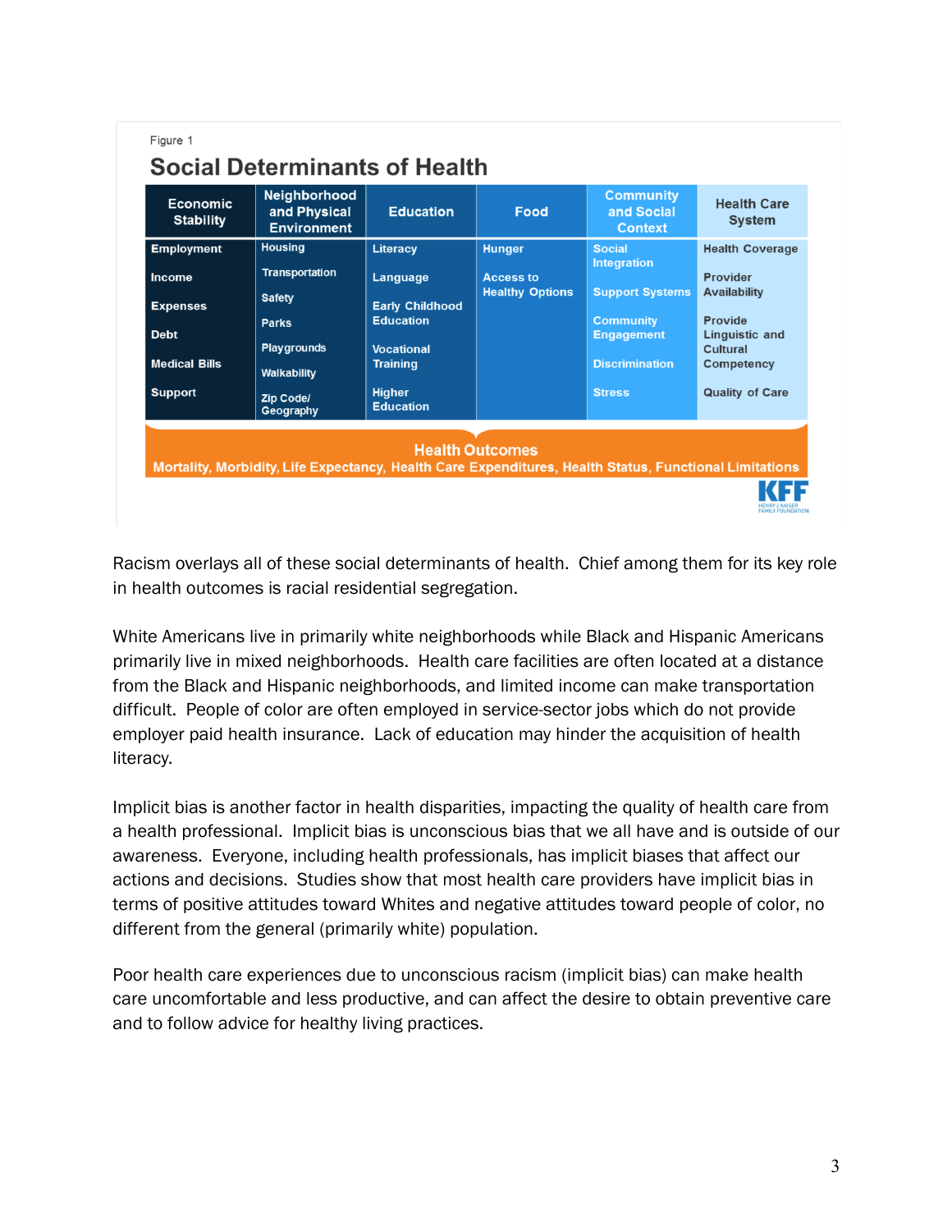Figure 1

## Social Determinants of Health

| Economic Stability | Neighborhood and Physical Environment | Education | Food | Community and Social Context | Health Care System |
|---|---|---|---|---|---|
| Employment | Housing | Literacy | Hunger | Social Integration | Health Coverage |
| Income | Transportation | Language | Access to Healthy Options | Support Systems | Provider Availability |
| Expenses | Safety | Early Childhood Education | | Community Engagement | Provide Linguistic and Cultural Competency |
| Debt | Parks | Vocational Training | | Discrimination | Quality of Care |
| Medical Bills | Playgrounds | Higher Education | | Stress | |
| Support | Walkability | | | | |
| | Zip Code/ Geography | | | | |

**Health Outcomes**

**Mortality, Morbidity, Life Expectancy, Health Care Expenditures, Health Status, Functional Limitations**

KFF HENRY J KAISER FAMILY FOUNDATION

Racism overlays all of these social determinants of health. Chief among them for its key role in health outcomes is racial residential segregation.

White Americans live in primarily white neighborhoods while Black and Hispanic Americans primarily live in mixed neighborhoods. Health care facilities are often located at a distance from the Black and Hispanic neighborhoods, and limited income can make transportation difficult. People of color are often employed in service-sector jobs which do not provide employer paid health insurance. Lack of education may hinder the acquisition of health literacy.

Implicit bias is another factor in health disparities, impacting the quality of health care from a health professional. Implicit bias is unconscious bias that we all have and is outside of our awareness. Everyone, including health professionals, has implicit biases that affect our actions and decisions. Studies show that most health care providers have implicit bias in terms of positive attitudes toward Whites and negative attitudes toward people of color, no different from the general (primarily white) population.

Poor health care experiences due to unconscious racism (implicit bias) can make health care uncomfortable and less productive, and can affect the desire to obtain preventive care and to follow advice for healthy living practices.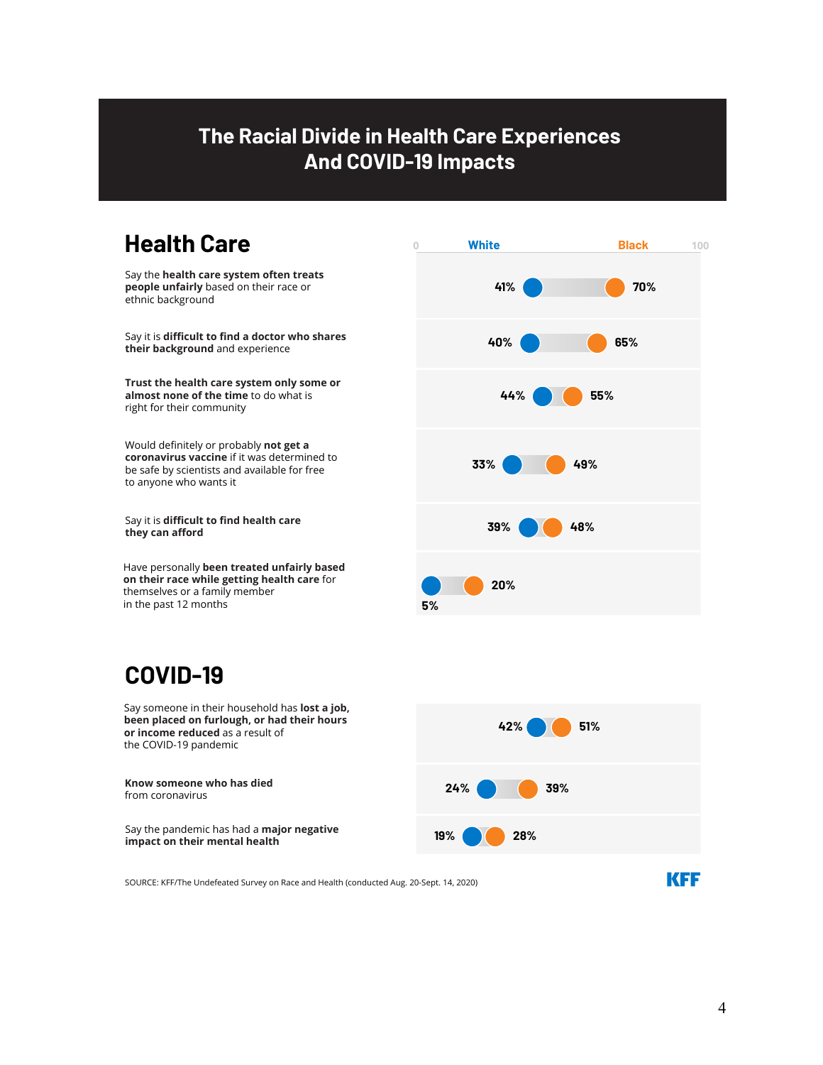# The Racial Divide in Health Care Experiences And COVID-19 Impacts

## Health Care

| | White | Black |
|---|---|---|
| Say the **health care system often treats people unfairly** based on their race or ethnic background | 41% | 70% |
| Say it is **difficult to find a doctor who shares their background** and experience | 40% | 65% |
| **Trust the health care system only some or almost none of the time** to do what is right for their community | 44% | 55% |
| Would definitely or probably **not get a coronavirus vaccine** if it was determined to be safe by scientists and available for free to anyone who wants it | 33% | 49% |
| Say it is **difficult to find health care they can afford** | 39% | 48% |
| Have personally **been treated unfairly based on their race while getting health care** for themselves or a family member in the past 12 months | 5% | 20% |

## COVID-19

| | White | Black |
|---|---|---|
| Say someone in their household has **lost a job, been placed on furlough, or had their hours or income reduced** as a result of the COVID-19 pandemic | 42% | 51% |
| **Know someone who has died** from coronavirus | 24% | 39% |
| Say the pandemic has had a **major negative impact on their mental health** | 19% | 28% |

SOURCE: KFF/The Undefeated Survey on Race and Health (conducted Aug. 20-Sept. 14, 2020)

KFF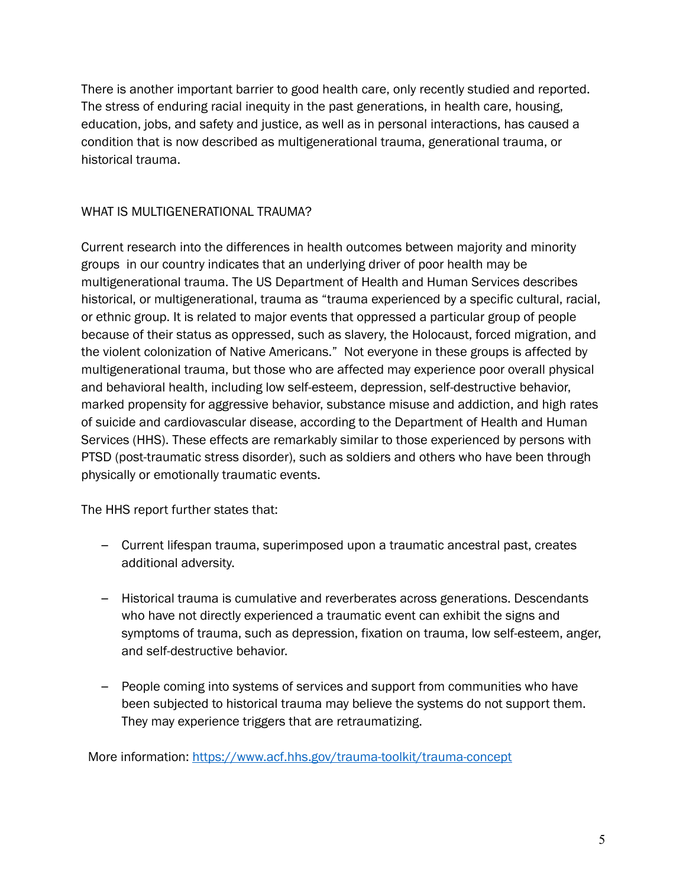There is another important barrier to good health care, only recently studied and reported. The stress of enduring racial inequity in the past generations, in health care, housing, education, jobs, and safety and justice, as well as in personal interactions, has caused a condition that is now described as multigenerational trauma, generational trauma, or historical trauma.

## WHAT IS MULTIGENERATIONAL TRAUMA?

Current research into the differences in health outcomes between majority and minority groups in our country indicates that an underlying driver of poor health may be multigenerational trauma. The US Department of Health and Human Services describes historical, or multigenerational, trauma as "trauma experienced by a specific cultural, racial, or ethnic group. It is related to major events that oppressed a particular group of people because of their status as oppressed, such as slavery, the Holocaust, forced migration, and the violent colonization of Native Americans." Not everyone in these groups is affected by multigenerational trauma, but those who are affected may experience poor overall physical and behavioral health, including low self-esteem, depression, self-destructive behavior, marked propensity for aggressive behavior, substance misuse and addiction, and high rates of suicide and cardiovascular disease, according to the Department of Health and Human Services (HHS). These effects are remarkably similar to those experienced by persons with PTSD (post-traumatic stress disorder), such as soldiers and others who have been through physically or emotionally traumatic events.

The HHS report further states that:

- Current lifespan trauma, superimposed upon a traumatic ancestral past, creates additional adversity.
- Historical trauma is cumulative and reverberates across generations. Descendants who have not directly experienced a traumatic event can exhibit the signs and symptoms of trauma, such as depression, fixation on trauma, low self-esteem, anger, and self-destructive behavior.
- People coming into systems of services and support from communities who have been subjected to historical trauma may believe the systems do not support them. They may experience triggers that are retraumatizing.

More information: [https://www.acf.hhs.gov/trauma-toolkit/trauma-concept](https://www.acf.hhs.gov/trauma-toolkit/trauma-concept)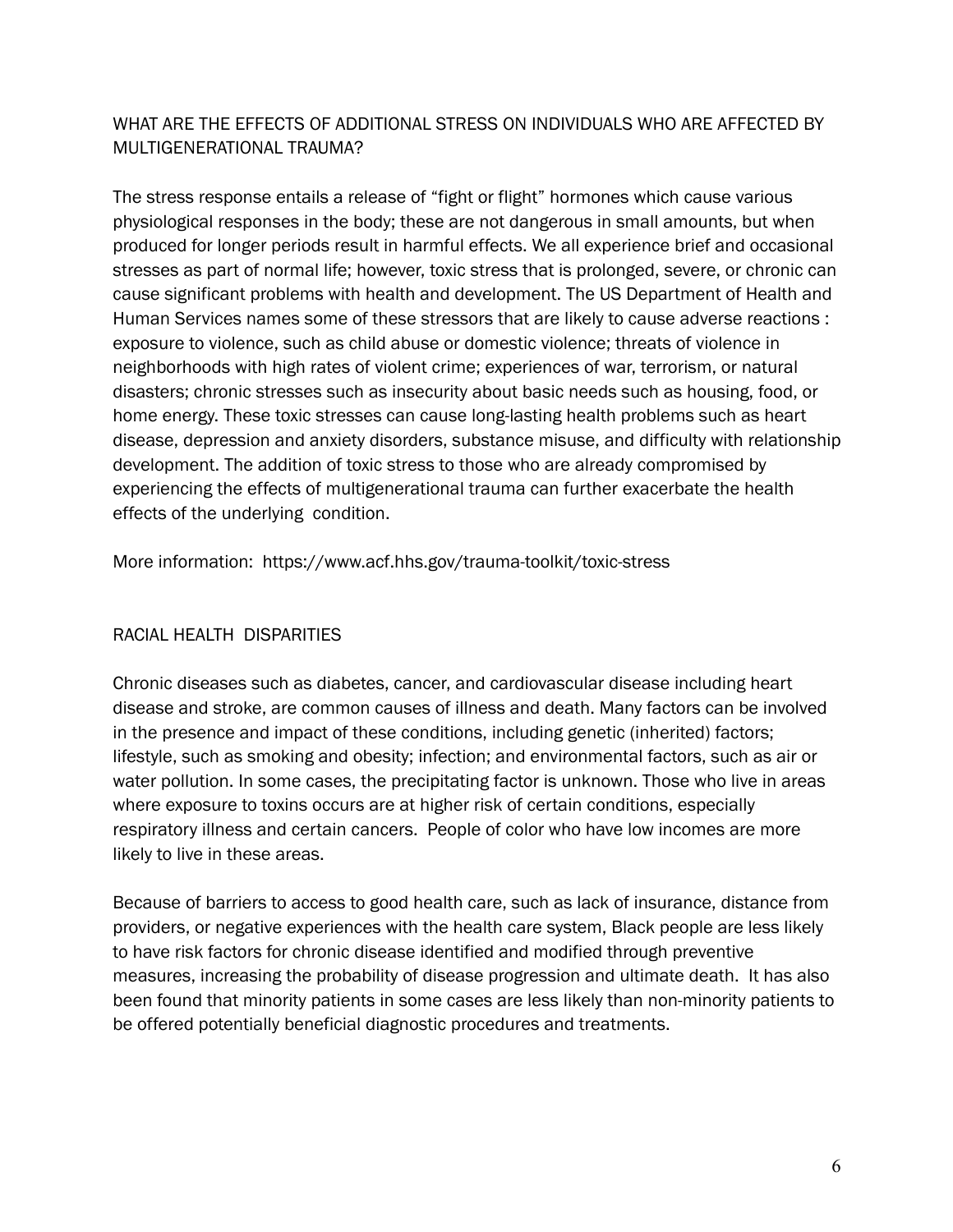## WHAT ARE THE EFFECTS OF ADDITIONAL STRESS ON INDIVIDUALS WHO ARE AFFECTED BY MULTIGENERATIONAL TRAUMA?

The stress response entails a release of "fight or flight" hormones which cause various physiological responses in the body; these are not dangerous in small amounts, but when produced for longer periods result in harmful effects. We all experience brief and occasional stresses as part of normal life; however, toxic stress that is prolonged, severe, or chronic can cause significant problems with health and development. The US Department of Health and Human Services names some of these stressors that are likely to cause adverse reactions : exposure to violence, such as child abuse or domestic violence; threats of violence in neighborhoods with high rates of violent crime; experiences of war, terrorism, or natural disasters; chronic stresses such as insecurity about basic needs such as housing, food, or home energy. These toxic stresses can cause long-lasting health problems such as heart disease, depression and anxiety disorders, substance misuse, and difficulty with relationship development. The addition of toxic stress to those who are already compromised by experiencing the effects of multigenerational trauma can further exacerbate the health effects of the underlying condition.

More information: https://www.acf.hhs.gov/trauma-toolkit/toxic-stress

## RACIAL HEALTH DISPARITIES

Chronic diseases such as diabetes, cancer, and cardiovascular disease including heart disease and stroke, are common causes of illness and death. Many factors can be involved in the presence and impact of these conditions, including genetic (inherited) factors; lifestyle, such as smoking and obesity; infection; and environmental factors, such as air or water pollution. In some cases, the precipitating factor is unknown. Those who live in areas where exposure to toxins occurs are at higher risk of certain conditions, especially respiratory illness and certain cancers. People of color who have low incomes are more likely to live in these areas.

Because of barriers to access to good health care, such as lack of insurance, distance from providers, or negative experiences with the health care system, Black people are less likely to have risk factors for chronic disease identified and modified through preventive measures, increasing the probability of disease progression and ultimate death. It has also been found that minority patients in some cases are less likely than non-minority patients to be offered potentially beneficial diagnostic procedures and treatments.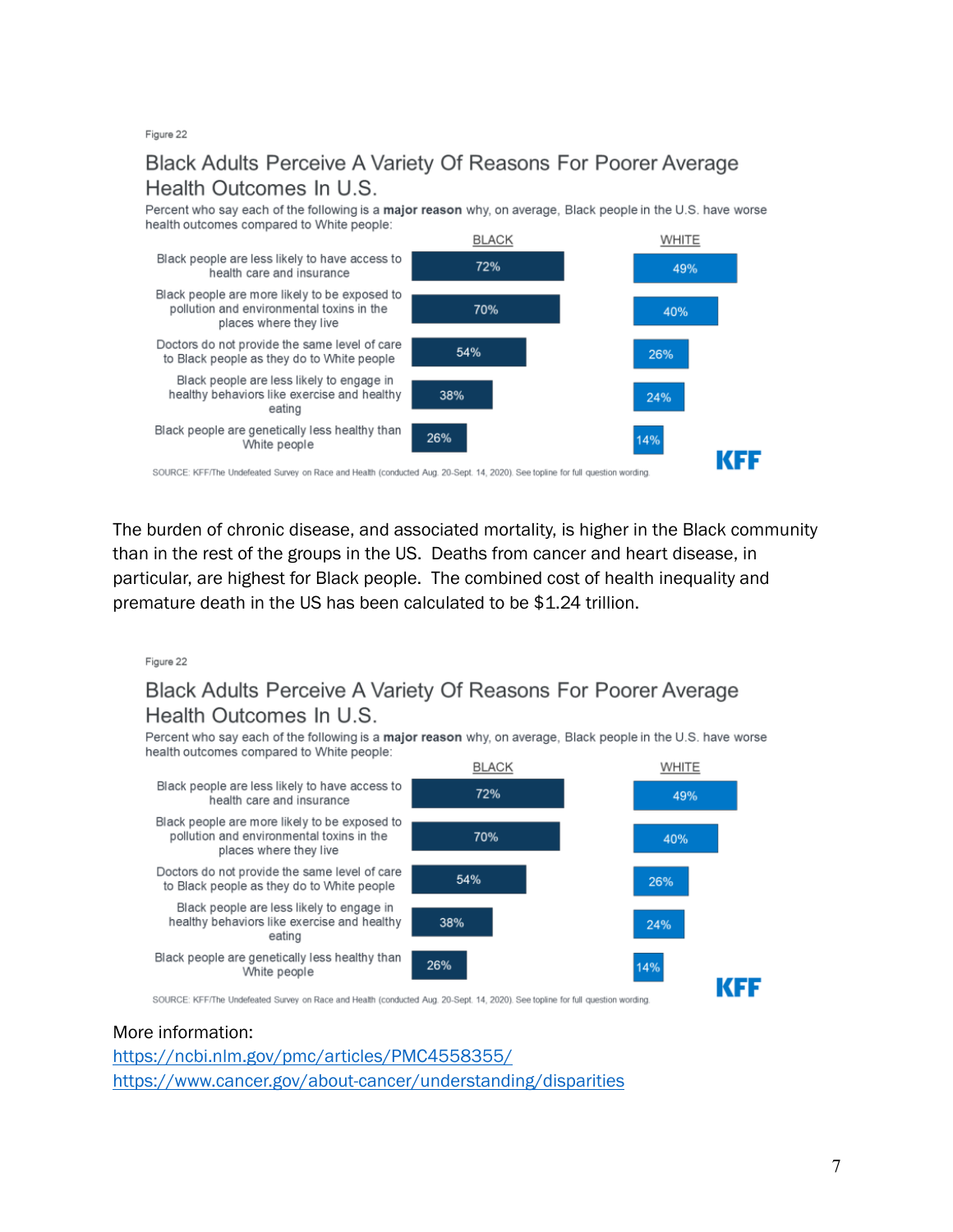Figure 22

## Black Adults Perceive A Variety Of Reasons For Poorer Average Health Outcomes In U.S.

Percent who say each of the following is a **major reason** why, on average, Black people in the U.S. have worse health outcomes compared to White people:

| | BLACK | WHITE |
|---|---|---|
| Black people are less likely to have access to health care and insurance | 72% | 49% |
| Black people are more likely to be exposed to pollution and environmental toxins in the places where they live | 70% | 40% |
| Doctors do not provide the same level of care to Black people as they do to White people | 54% | 26% |
| Black people are less likely to engage in healthy behaviors like exercise and healthy eating | 38% | 24% |
| Black people are genetically less healthy than White people | 26% | 14% |

SOURCE: KFF/The Undefeated Survey on Race and Health (conducted Aug. 20-Sept. 14, 2020). See topline for full question wording.

KFF

The burden of chronic disease, and associated mortality, is higher in the Black community than in the rest of the groups in the US. Deaths from cancer and heart disease, in particular, are highest for Black people. The combined cost of health inequality and premature death in the US has been calculated to be $1.24 trillion.

Figure 22

## Black Adults Perceive A Variety Of Reasons For Poorer Average Health Outcomes In U.S.

Percent who say each of the following is a **major reason** why, on average, Black people in the U.S. have worse health outcomes compared to White people:

| | BLACK | WHITE |
|---|---|---|
| Black people are less likely to have access to health care and insurance | 72% | 49% |
| Black people are more likely to be exposed to pollution and environmental toxins in the places where they live | 70% | 40% |
| Doctors do not provide the same level of care to Black people as they do to White people | 54% | 26% |
| Black people are less likely to engage in healthy behaviors like exercise and healthy eating | 38% | 24% |
| Black people are genetically less healthy than White people | 26% | 14% |

SOURCE: KFF/The Undefeated Survey on Race and Health (conducted Aug. 20-Sept. 14, 2020). See topline for full question wording.

KFF

More information:
https://ncbi.nlm.gov/pmc/articles/PMC4558355/
https://www.cancer.gov/about-cancer/understanding/disparities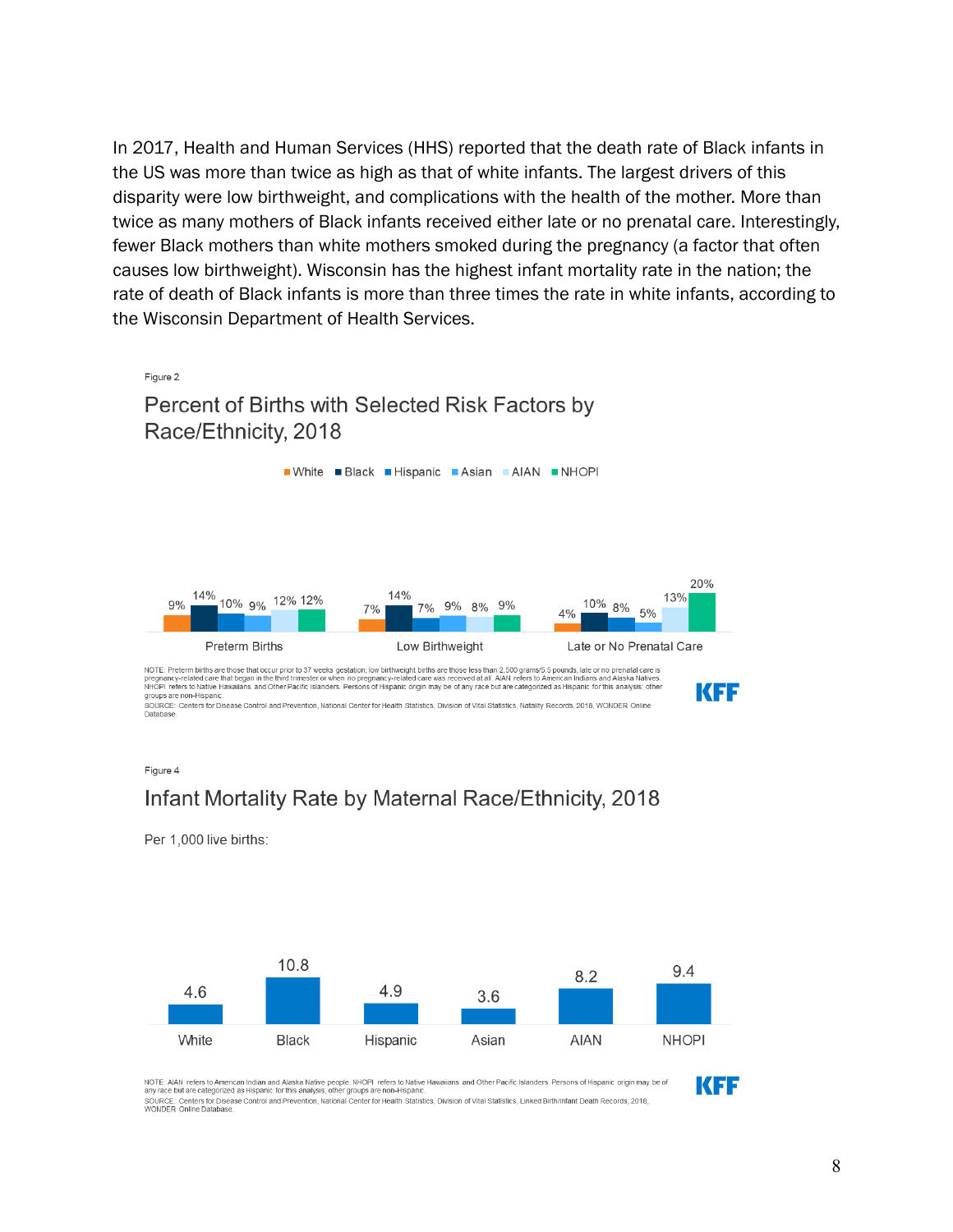In 2017, Health and Human Services (HHS) reported that the death rate of Black infants in the US was more than twice as high as that of white infants. The largest drivers of this disparity were low birthweight, and complications with the health of the mother. More than twice as many mothers of Black infants received either late or no prenatal care. Interestingly, fewer Black mothers than white mothers smoked during the pregnancy (a factor that often causes low birthweight). Wisconsin has the highest infant mortality rate in the nation; the rate of death of Black infants is more than three times the rate in white infants, according to the Wisconsin Department of Health Services.

Figure 2

## Percent of Births with Selected Risk Factors by Race/Ethnicity, 2018

| | White | Black | Hispanic | Asian | AIAN | NHOPI |
|---|---|---|---|---|---|---|
| Preterm Births | 9% | 14% | 10% | 9% | 12% | 12% |
| Low Birthweight | 7% | 14% | 7% | 9% | 8% | 9% |
| Late or No Prenatal Care | 4% | 10% | 8% | 5% | 13% | 20% |

NOTE: Preterm births are those that occur prior to 37 weeks gestation; low birthweight births are those less than 2,500 grams/5.5 pounds, late or no prenatal care is pregnancy-related care that began in the third trimester or when no pregnancy-related care was received at all. AIAN refers to American Indians and Alaska Natives. NHOPI refers to Native Hawaiians and Other Pacific Islanders. Persons of Hispanic origin may be of any race but are categorized as Hispanic for this analysis; other groups are non-Hispanic.
SOURCE: Centers for Disease Control and Prevention, National Center for Health Statistics, Division of Vital Statistics, Natality Records, 2018, WONDER Online Database.

KFF

Figure 4

## Infant Mortality Rate by Maternal Race/Ethnicity, 2018

Per 1,000 live births:

| White | Black | Hispanic | Asian | AIAN | NHOPI |
|---|---|---|---|---|---|
| 4.6 | 10.8 | 4.9 | 3.6 | 8.2 | 9.4 |

NOTE: AIAN refers to American Indian and Alaska Native people. NHOPI refers to Native Hawaiians and Other Pacific Islanders. Persons of Hispanic origin may be of any race but are categorized as Hispanic for this analysis; other groups are non-Hispanic.
SOURCE: Centers for Disease Control and Prevention, National Center for Health Statistics, Division of Vital Statistics, Linked Birth/Infant Death Records, 2018, WONDER Online Database.

KFF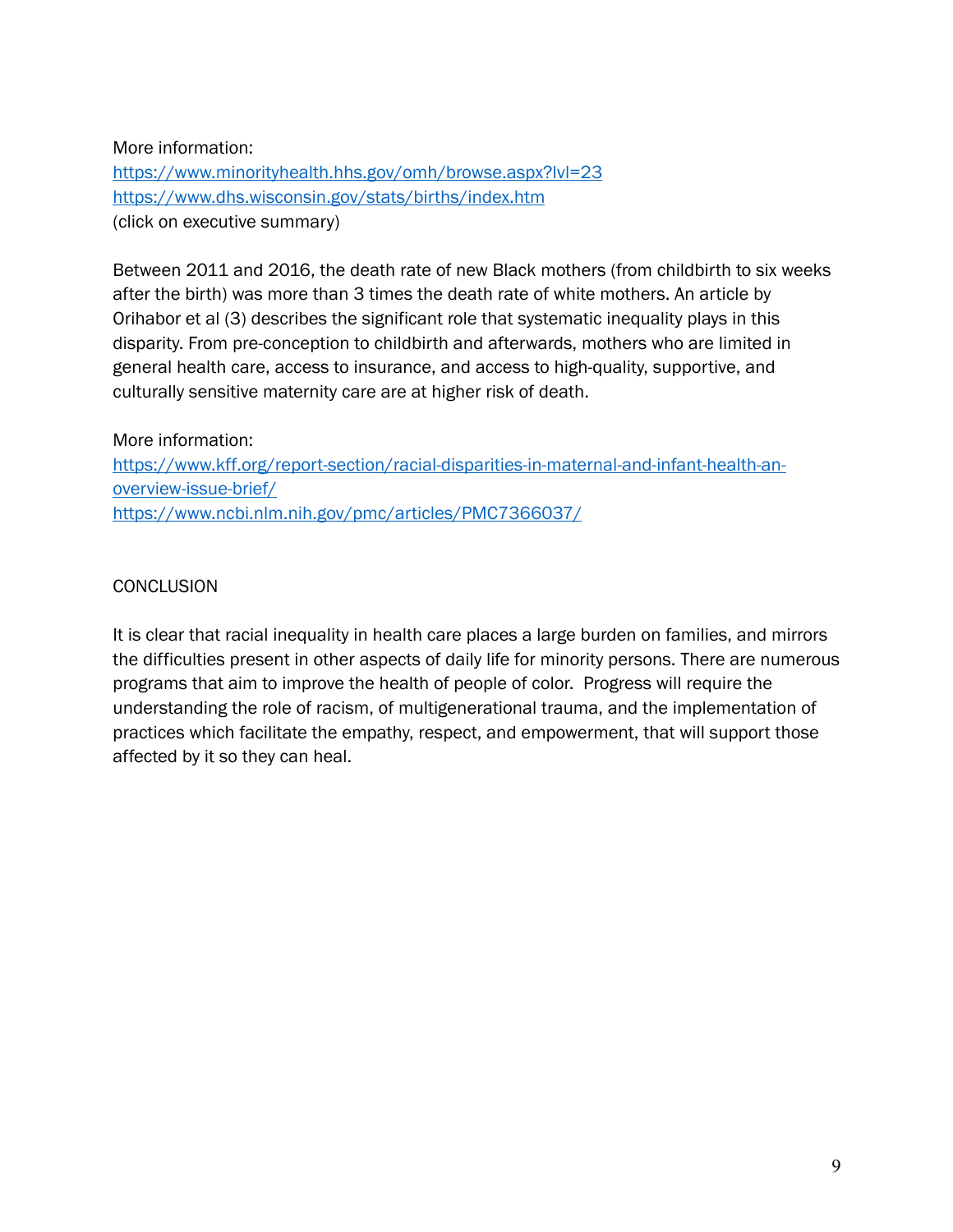More information:
https://www.minorityhealth.hhs.gov/omh/browse.aspx?lvl=23
https://www.dhs.wisconsin.gov/stats/births/index.htm
(click on executive summary)

Between 2011 and 2016, the death rate of new Black mothers (from childbirth to six weeks after the birth) was more than 3 times the death rate of white mothers. An article by Orihabor et al (3) describes the significant role that systematic inequality plays in this disparity. From pre-conception to childbirth and afterwards, mothers who are limited in general health care, access to insurance, and access to high-quality, supportive, and culturally sensitive maternity care are at higher risk of death.

More information:
https://www.kff.org/report-section/racial-disparities-in-maternal-and-infant-health-an-overview-issue-brief/
https://www.ncbi.nlm.nih.gov/pmc/articles/PMC7366037/

## CONCLUSION

It is clear that racial inequality in health care places a large burden on families, and mirrors the difficulties present in other aspects of daily life for minority persons. There are numerous programs that aim to improve the health of people of color. Progress will require the understanding the role of racism, of multigenerational trauma, and the implementation of practices which facilitate the empathy, respect, and empowerment, that will support those affected by it so they can heal.